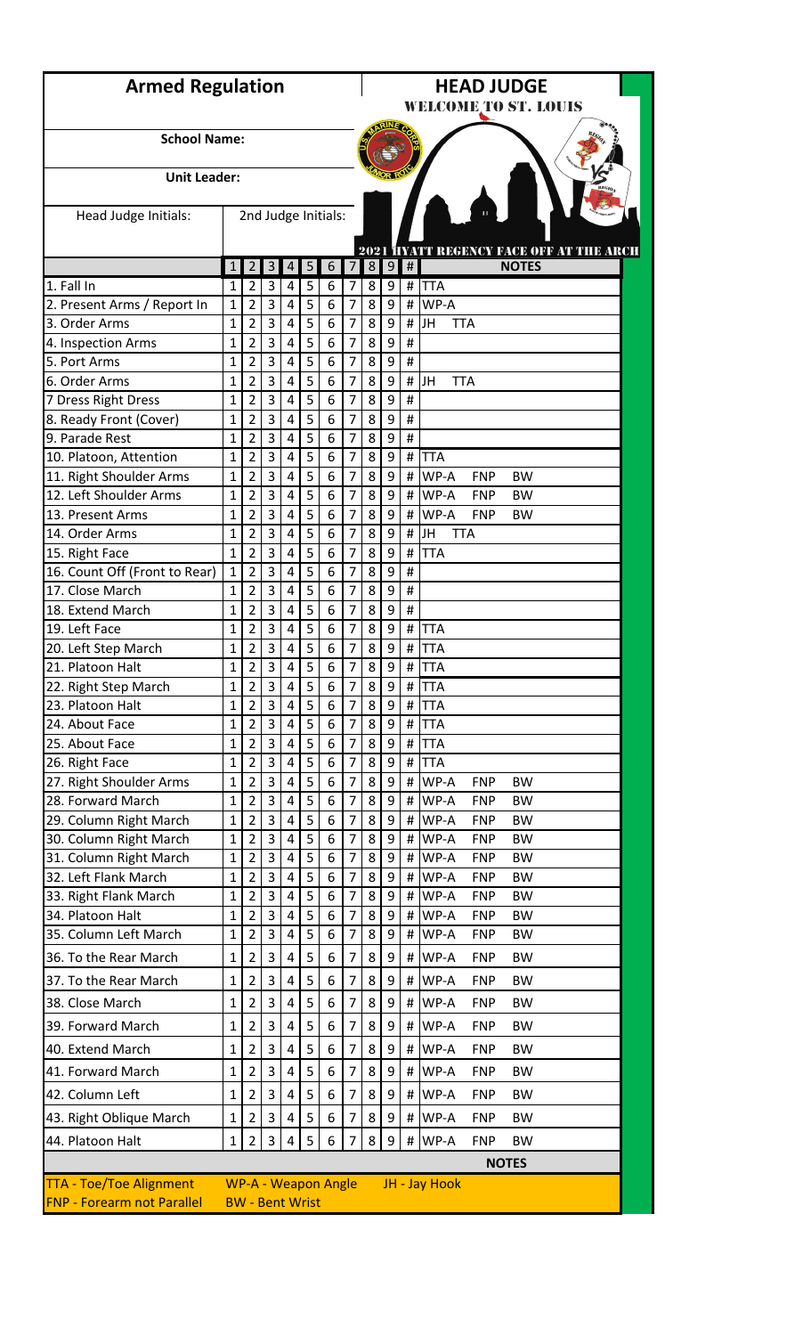# Armed Regulation

# HEAD JUDGE

**WELCOME TO ST. LOUIS**

**School Name:**

**Unit Leader:**

Head Judge Initials: 2nd Judge Initials:

**2021 HYATT REGENCY FACE OFF AT THE ARCH**

| | 1 | 2 | 3 | 4 | 5 | 6 | 7 | 8 | 9 | # | NOTES | | |
|---|---|---|---|---|---|---|---|---|---|---|---|---|---|
| 1. Fall In | 1 | 2 | 3 | 4 | 5 | 6 | 7 | 8 | 9 | # | TTA | | |
| 2. Present Arms / Report In | 1 | 2 | 3 | 4 | 5 | 6 | 7 | 8 | 9 | # | WP-A | | |
| 3. Order Arms | 1 | 2 | 3 | 4 | 5 | 6 | 7 | 8 | 9 | # | JH | TTA | |
| 4. Inspection Arms | 1 | 2 | 3 | 4 | 5 | 6 | 7 | 8 | 9 | # | | | |
| 5. Port Arms | 1 | 2 | 3 | 4 | 5 | 6 | 7 | 8 | 9 | # | | | |
| 6. Order Arms | 1 | 2 | 3 | 4 | 5 | 6 | 7 | 8 | 9 | # | JH | TTA | |
| 7 Dress Right Dress | 1 | 2 | 3 | 4 | 5 | 6 | 7 | 8 | 9 | # | | | |
| 8. Ready Front (Cover) | 1 | 2 | 3 | 4 | 5 | 6 | 7 | 8 | 9 | # | | | |
| 9. Parade Rest | 1 | 2 | 3 | 4 | 5 | 6 | 7 | 8 | 9 | # | | | |
| 10. Platoon, Attention | 1 | 2 | 3 | 4 | 5 | 6 | 7 | 8 | 9 | # | TTA | | |
| 11. Right Shoulder Arms | 1 | 2 | 3 | 4 | 5 | 6 | 7 | 8 | 9 | # | WP-A | FNP | BW |
| 12. Left Shoulder Arms | 1 | 2 | 3 | 4 | 5 | 6 | 7 | 8 | 9 | # | WP-A | FNP | BW |
| 13. Present Arms | 1 | 2 | 3 | 4 | 5 | 6 | 7 | 8 | 9 | # | WP-A | FNP | BW |
| 14. Order Arms | 1 | 2 | 3 | 4 | 5 | 6 | 7 | 8 | 9 | # | JH | TTA | |
| 15. Right Face | 1 | 2 | 3 | 4 | 5 | 6 | 7 | 8 | 9 | # | TTA | | |
| 16. Count Off (Front to Rear) | 1 | 2 | 3 | 4 | 5 | 6 | 7 | 8 | 9 | # | | | |
| 17. Close March | 1 | 2 | 3 | 4 | 5 | 6 | 7 | 8 | 9 | # | | | |
| 18. Extend March | 1 | 2 | 3 | 4 | 5 | 6 | 7 | 8 | 9 | # | | | |
| 19. Left Face | 1 | 2 | 3 | 4 | 5 | 6 | 7 | 8 | 9 | # | TTA | | |
| 20. Left Step March | 1 | 2 | 3 | 4 | 5 | 6 | 7 | 8 | 9 | # | TTA | | |
| 21. Platoon Halt | 1 | 2 | 3 | 4 | 5 | 6 | 7 | 8 | 9 | # | TTA | | |
| 22. Right Step March | 1 | 2 | 3 | 4 | 5 | 6 | 7 | 8 | 9 | # | TTA | | |
| 23. Platoon Halt | 1 | 2 | 3 | 4 | 5 | 6 | 7 | 8 | 9 | # | TTA | | |
| 24. About Face | 1 | 2 | 3 | 4 | 5 | 6 | 7 | 8 | 9 | # | TTA | | |
| 25. About Face | 1 | 2 | 3 | 4 | 5 | 6 | 7 | 8 | 9 | # | TTA | | |
| 26. Right Face | 1 | 2 | 3 | 4 | 5 | 6 | 7 | 8 | 9 | # | TTA | | |
| 27. Right Shoulder Arms | 1 | 2 | 3 | 4 | 5 | 6 | 7 | 8 | 9 | # | WP-A | FNP | BW |
| 28. Forward March | 1 | 2 | 3 | 4 | 5 | 6 | 7 | 8 | 9 | # | WP-A | FNP | BW |
| 29. Column Right March | 1 | 2 | 3 | 4 | 5 | 6 | 7 | 8 | 9 | # | WP-A | FNP | BW |
| 30. Column Right March | 1 | 2 | 3 | 4 | 5 | 6 | 7 | 8 | 9 | # | WP-A | FNP | BW |
| 31. Column Right March | 1 | 2 | 3 | 4 | 5 | 6 | 7 | 8 | 9 | # | WP-A | FNP | BW |
| 32. Left Flank March | 1 | 2 | 3 | 4 | 5 | 6 | 7 | 8 | 9 | # | WP-A | FNP | BW |
| 33. Right Flank March | 1 | 2 | 3 | 4 | 5 | 6 | 7 | 8 | 9 | # | WP-A | FNP | BW |
| 34. Platoon Halt | 1 | 2 | 3 | 4 | 5 | 6 | 7 | 8 | 9 | # | WP-A | FNP | BW |
| 35. Column Left March | 1 | 2 | 3 | 4 | 5 | 6 | 7 | 8 | 9 | # | WP-A | FNP | BW |
| 36. To the Rear March | 1 | 2 | 3 | 4 | 5 | 6 | 7 | 8 | 9 | # | WP-A | FNP | BW |
| 37. To the Rear March | 1 | 2 | 3 | 4 | 5 | 6 | 7 | 8 | 9 | # | WP-A | FNP | BW |
| 38. Close March | 1 | 2 | 3 | 4 | 5 | 6 | 7 | 8 | 9 | # | WP-A | FNP | BW |
| 39. Forward March | 1 | 2 | 3 | 4 | 5 | 6 | 7 | 8 | 9 | # | WP-A | FNP | BW |
| 40. Extend March | 1 | 2 | 3 | 4 | 5 | 6 | 7 | 8 | 9 | # | WP-A | FNP | BW |
| 41. Forward March | 1 | 2 | 3 | 4 | 5 | 6 | 7 | 8 | 9 | # | WP-A | FNP | BW |
| 42. Column Left | 1 | 2 | 3 | 4 | 5 | 6 | 7 | 8 | 9 | # | WP-A | FNP | BW |
| 43. Right Oblique March | 1 | 2 | 3 | 4 | 5 | 6 | 7 | 8 | 9 | # | WP-A | FNP | BW |
| 44. Platoon Halt | 1 | 2 | 3 | 4 | 5 | 6 | 7 | 8 | 9 | # | WP-A | FNP | BW |

**NOTES**

TTA - Toe/Toe Alignment | WP-A - Weapon Angle | JH - Jay Hook

FNP - Forearm not Parallel | BW - Bent Wrist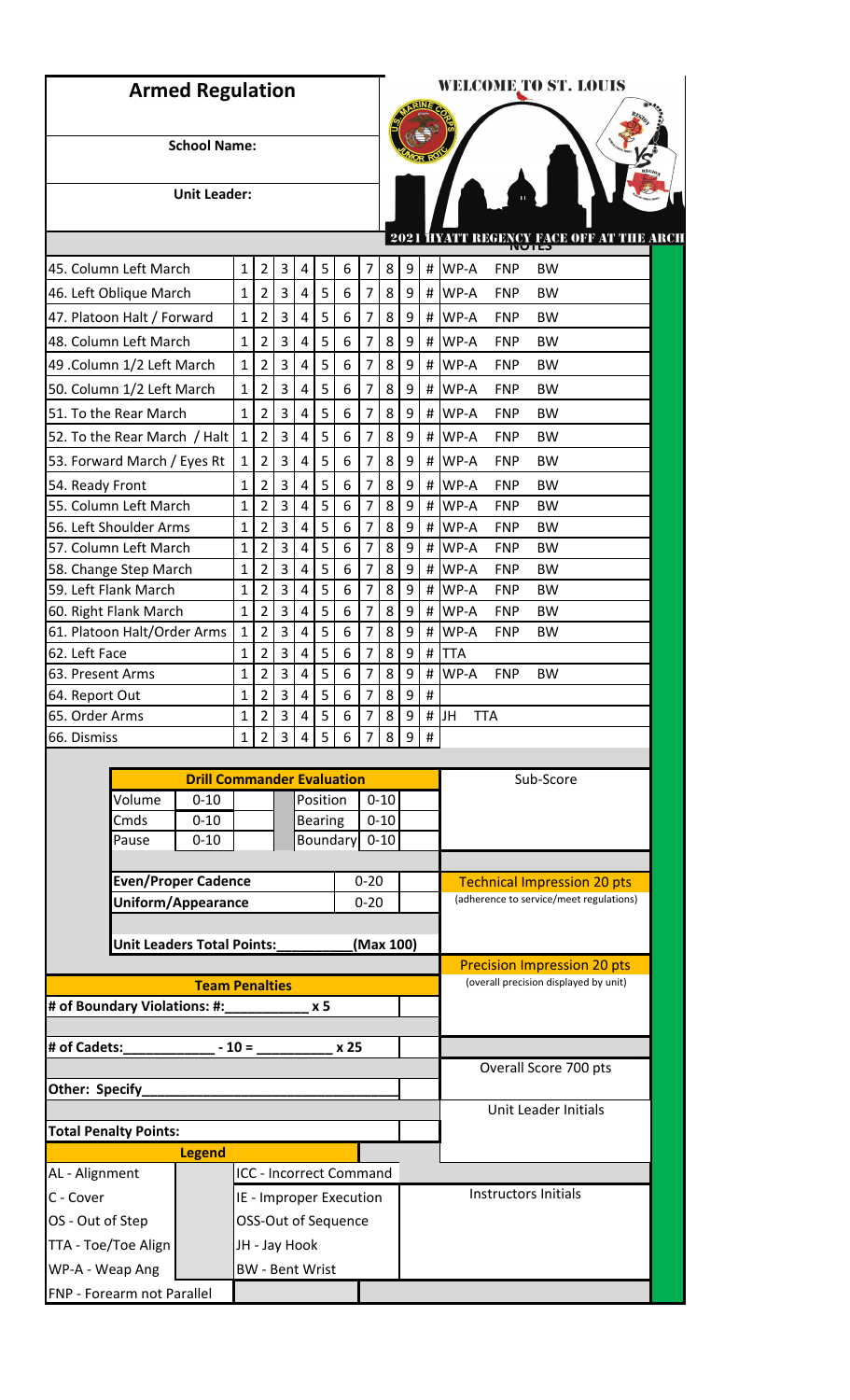# Armed Regulation

**School Name:**

**Unit Leader:**

WELCOME TO ST. LOUIS

2021 HYATT REGENCY FACE OFF AT THE ARCH

| | | | | | | | | | | | NOTES |
|---|---|---|---|---|---|---|---|---|---|---|---|
| 45. Column Left March | 1 | 2 | 3 | 4 | 5 | 6 | 7 | 8 | 9 | # | WP-A FNP BW |
| 46. Left Oblique March | 1 | 2 | 3 | 4 | 5 | 6 | 7 | 8 | 9 | # | WP-A FNP BW |
| 47. Platoon Halt / Forward | 1 | 2 | 3 | 4 | 5 | 6 | 7 | 8 | 9 | # | WP-A FNP BW |
| 48. Column Left March | 1 | 2 | 3 | 4 | 5 | 6 | 7 | 8 | 9 | # | WP-A FNP BW |
| 49 .Column 1/2 Left March | 1 | 2 | 3 | 4 | 5 | 6 | 7 | 8 | 9 | # | WP-A FNP BW |
| 50. Column 1/2 Left March | 1 | 2 | 3 | 4 | 5 | 6 | 7 | 8 | 9 | # | WP-A FNP BW |
| 51. To the Rear March | 1 | 2 | 3 | 4 | 5 | 6 | 7 | 8 | 9 | # | WP-A FNP BW |
| 52. To the Rear March / Halt | 1 | 2 | 3 | 4 | 5 | 6 | 7 | 8 | 9 | # | WP-A FNP BW |
| 53. Forward March / Eyes Rt | 1 | 2 | 3 | 4 | 5 | 6 | 7 | 8 | 9 | # | WP-A FNP BW |
| 54. Ready Front | 1 | 2 | 3 | 4 | 5 | 6 | 7 | 8 | 9 | # | WP-A FNP BW |
| 55. Column Left March | 1 | 2 | 3 | 4 | 5 | 6 | 7 | 8 | 9 | # | WP-A FNP BW |
| 56. Left Shoulder Arms | 1 | 2 | 3 | 4 | 5 | 6 | 7 | 8 | 9 | # | WP-A FNP BW |
| 57. Column Left March | 1 | 2 | 3 | 4 | 5 | 6 | 7 | 8 | 9 | # | WP-A FNP BW |
| 58. Change Step March | 1 | 2 | 3 | 4 | 5 | 6 | 7 | 8 | 9 | # | WP-A FNP BW |
| 59. Left Flank March | 1 | 2 | 3 | 4 | 5 | 6 | 7 | 8 | 9 | # | WP-A FNP BW |
| 60. Right Flank March | 1 | 2 | 3 | 4 | 5 | 6 | 7 | 8 | 9 | # | WP-A FNP BW |
| 61. Platoon Halt/Order Arms | 1 | 2 | 3 | 4 | 5 | 6 | 7 | 8 | 9 | # | WP-A FNP BW |
| 62. Left Face | 1 | 2 | 3 | 4 | 5 | 6 | 7 | 8 | 9 | # | TTA |
| 63. Present Arms | 1 | 2 | 3 | 4 | 5 | 6 | 7 | 8 | 9 | # | WP-A FNP BW |
| 64. Report Out | 1 | 2 | 3 | 4 | 5 | 6 | 7 | 8 | 9 | # | |
| 65. Order Arms | 1 | 2 | 3 | 4 | 5 | 6 | 7 | 8 | 9 | # | JH TTA |
| 66. Dismiss | 1 | 2 | 3 | 4 | 5 | 6 | 7 | 8 | 9 | # | |

**Drill Commander Evaluation**

| | | | | |
|---|---|---|---|---|
| Volume | 0-10 | | Position | 0-10 |
| Cmds | 0-10 | | Bearing | 0-10 |
| Pause | 0-10 | | Boundary | 0-10 |

| | |
|---|---|
| **Even/Proper Cadence** | 0-20 |
| **Uniform/Appearance** | 0-20 |

**Unit Leaders Total Points:__________ (Max 100)**

Sub-Score

Technical Impression 20 pts
(adherence to service/meet regulations)

Precision Impression 20 pts
(overall precision displayed by unit)

**Team Penalties**

**# of Boundary Violations: #:__________ x 5**

**# of Cadets:__________ - 10 = __________ x 25**

**Other: Specify__________________________________**

**Total Penalty Points:**

Overall Score 700 pts

Unit Leader Initials

Instructors Initials

**Legend**

| | |
|---|---|
| AL - Alignment | ICC - Incorrect Command |
| C - Cover | IE - Improper Execution |
| OS - Out of Step | OSS-Out of Sequence |
| TTA - Toe/Toe Align | JH - Jay Hook |
| WP-A - Weap Ang | BW - Bent Wrist |
| FNP - Forearm not Parallel | |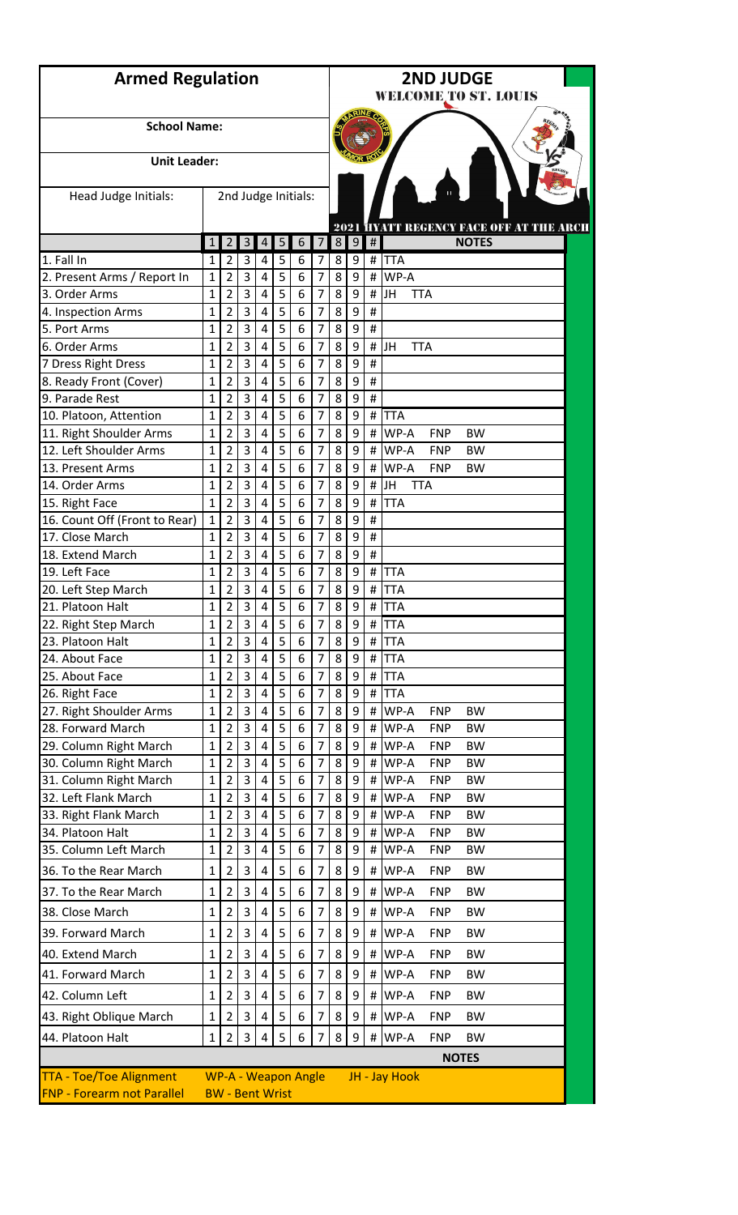# Armed Regulation

## 2ND JUDGE

WELCOME TO ST. LOUIS

**School Name:**

**Unit Leader:**

Head Judge Initials: 2nd Judge Initials:

2021 HYATT REGENCY FACE OFF AT THE ARCH

| | 1 | 2 | 3 | 4 | 5 | 6 | 7 | 8 | 9 | # | NOTES |
|---|---|---|---|---|---|---|---|---|---|---|---|
| 1. Fall In | 1 | 2 | 3 | 4 | 5 | 6 | 7 | 8 | 9 | # | TTA |
| 2. Present Arms / Report In | 1 | 2 | 3 | 4 | 5 | 6 | 7 | 8 | 9 | # | WP-A |
| 3. Order Arms | 1 | 2 | 3 | 4 | 5 | 6 | 7 | 8 | 9 | # | JH TTA |
| 4. Inspection Arms | 1 | 2 | 3 | 4 | 5 | 6 | 7 | 8 | 9 | # | |
| 5. Port Arms | 1 | 2 | 3 | 4 | 5 | 6 | 7 | 8 | 9 | # | |
| 6. Order Arms | 1 | 2 | 3 | 4 | 5 | 6 | 7 | 8 | 9 | # | JH TTA |
| 7 Dress Right Dress | 1 | 2 | 3 | 4 | 5 | 6 | 7 | 8 | 9 | # | |
| 8. Ready Front (Cover) | 1 | 2 | 3 | 4 | 5 | 6 | 7 | 8 | 9 | # | |
| 9. Parade Rest | 1 | 2 | 3 | 4 | 5 | 6 | 7 | 8 | 9 | # | |
| 10. Platoon, Attention | 1 | 2 | 3 | 4 | 5 | 6 | 7 | 8 | 9 | # | TTA |
| 11. Right Shoulder Arms | 1 | 2 | 3 | 4 | 5 | 6 | 7 | 8 | 9 | # | WP-A FNP BW |
| 12. Left Shoulder Arms | 1 | 2 | 3 | 4 | 5 | 6 | 7 | 8 | 9 | # | WP-A FNP BW |
| 13. Present Arms | 1 | 2 | 3 | 4 | 5 | 6 | 7 | 8 | 9 | # | WP-A FNP BW |
| 14. Order Arms | 1 | 2 | 3 | 4 | 5 | 6 | 7 | 8 | 9 | # | JH TTA |
| 15. Right Face | 1 | 2 | 3 | 4 | 5 | 6 | 7 | 8 | 9 | # | TTA |
| 16. Count Off (Front to Rear) | 1 | 2 | 3 | 4 | 5 | 6 | 7 | 8 | 9 | # | |
| 17. Close March | 1 | 2 | 3 | 4 | 5 | 6 | 7 | 8 | 9 | # | |
| 18. Extend March | 1 | 2 | 3 | 4 | 5 | 6 | 7 | 8 | 9 | # | |
| 19. Left Face | 1 | 2 | 3 | 4 | 5 | 6 | 7 | 8 | 9 | # | TTA |
| 20. Left Step March | 1 | 2 | 3 | 4 | 5 | 6 | 7 | 8 | 9 | # | TTA |
| 21. Platoon Halt | 1 | 2 | 3 | 4 | 5 | 6 | 7 | 8 | 9 | # | TTA |
| 22. Right Step March | 1 | 2 | 3 | 4 | 5 | 6 | 7 | 8 | 9 | # | TTA |
| 23. Platoon Halt | 1 | 2 | 3 | 4 | 5 | 6 | 7 | 8 | 9 | # | TTA |
| 24. About Face | 1 | 2 | 3 | 4 | 5 | 6 | 7 | 8 | 9 | # | TTA |
| 25. About Face | 1 | 2 | 3 | 4 | 5 | 6 | 7 | 8 | 9 | # | TTA |
| 26. Right Face | 1 | 2 | 3 | 4 | 5 | 6 | 7 | 8 | 9 | # | TTA |
| 27. Right Shoulder Arms | 1 | 2 | 3 | 4 | 5 | 6 | 7 | 8 | 9 | # | WP-A FNP BW |
| 28. Forward March | 1 | 2 | 3 | 4 | 5 | 6 | 7 | 8 | 9 | # | WP-A FNP BW |
| 29. Column Right March | 1 | 2 | 3 | 4 | 5 | 6 | 7 | 8 | 9 | # | WP-A FNP BW |
| 30. Column Right March | 1 | 2 | 3 | 4 | 5 | 6 | 7 | 8 | 9 | # | WP-A FNP BW |
| 31. Column Right March | 1 | 2 | 3 | 4 | 5 | 6 | 7 | 8 | 9 | # | WP-A FNP BW |
| 32. Left Flank March | 1 | 2 | 3 | 4 | 5 | 6 | 7 | 8 | 9 | # | WP-A FNP BW |
| 33. Right Flank March | 1 | 2 | 3 | 4 | 5 | 6 | 7 | 8 | 9 | # | WP-A FNP BW |
| 34. Platoon Halt | 1 | 2 | 3 | 4 | 5 | 6 | 7 | 8 | 9 | # | WP-A FNP BW |
| 35. Column Left March | 1 | 2 | 3 | 4 | 5 | 6 | 7 | 8 | 9 | # | WP-A FNP BW |
| 36. To the Rear March | 1 | 2 | 3 | 4 | 5 | 6 | 7 | 8 | 9 | # | WP-A FNP BW |
| 37. To the Rear March | 1 | 2 | 3 | 4 | 5 | 6 | 7 | 8 | 9 | # | WP-A FNP BW |
| 38. Close March | 1 | 2 | 3 | 4 | 5 | 6 | 7 | 8 | 9 | # | WP-A FNP BW |
| 39. Forward March | 1 | 2 | 3 | 4 | 5 | 6 | 7 | 8 | 9 | # | WP-A FNP BW |
| 40. Extend March | 1 | 2 | 3 | 4 | 5 | 6 | 7 | 8 | 9 | # | WP-A FNP BW |
| 41. Forward March | 1 | 2 | 3 | 4 | 5 | 6 | 7 | 8 | 9 | # | WP-A FNP BW |
| 42. Column Left | 1 | 2 | 3 | 4 | 5 | 6 | 7 | 8 | 9 | # | WP-A FNP BW |
| 43. Right Oblique March | 1 | 2 | 3 | 4 | 5 | 6 | 7 | 8 | 9 | # | WP-A FNP BW |
| 44. Platoon Halt | 1 | 2 | 3 | 4 | 5 | 6 | 7 | 8 | 9 | # | WP-A FNP BW |

**NOTES**

| | | |
|---|---|---|
| TTA - Toe/Toe Alignment | WP-A - Weapon Angle | JH - Jay Hook |
| FNP - Forearm not Parallel | BW - Bent Wrist | |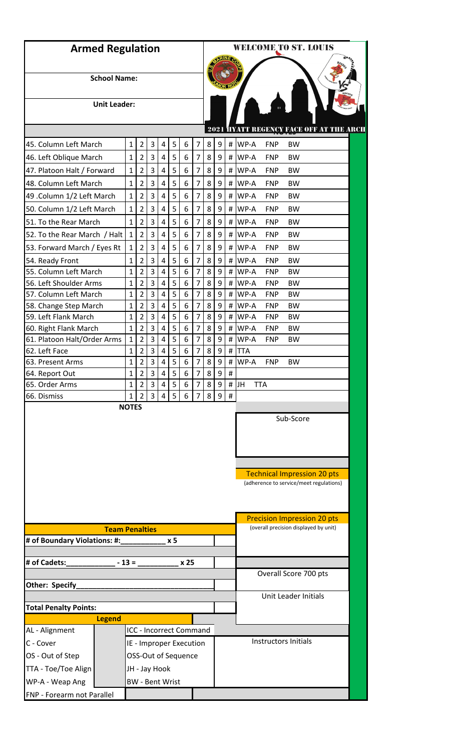# Armed Regulation

**School Name:**

**Unit Leader:**

WELCOME TO ST. LOUIS

2021 HYATT REGENCY FACE OFF AT THE ARCH

NOTES

| | | | | | | | | | | | |
|---|---|---|---|---|---|---|---|---|---|---|---|
| 45. Column Left March | 1 | 2 | 3 | 4 | 5 | 6 | 7 | 8 | 9 | # | WP-A FNP BW |
| 46. Left Oblique March | 1 | 2 | 3 | 4 | 5 | 6 | 7 | 8 | 9 | # | WP-A FNP BW |
| 47. Platoon Halt / Forward | 1 | 2 | 3 | 4 | 5 | 6 | 7 | 8 | 9 | # | WP-A FNP BW |
| 48. Column Left March | 1 | 2 | 3 | 4 | 5 | 6 | 7 | 8 | 9 | # | WP-A FNP BW |
| 49 .Column 1/2 Left March | 1 | 2 | 3 | 4 | 5 | 6 | 7 | 8 | 9 | # | WP-A FNP BW |
| 50. Column 1/2 Left March | 1 | 2 | 3 | 4 | 5 | 6 | 7 | 8 | 9 | # | WP-A FNP BW |
| 51. To the Rear March | 1 | 2 | 3 | 4 | 5 | 6 | 7 | 8 | 9 | # | WP-A FNP BW |
| 52. To the Rear March / Halt | 1 | 2 | 3 | 4 | 5 | 6 | 7 | 8 | 9 | # | WP-A FNP BW |
| 53. Forward March / Eyes Rt | 1 | 2 | 3 | 4 | 5 | 6 | 7 | 8 | 9 | # | WP-A FNP BW |
| 54. Ready Front | 1 | 2 | 3 | 4 | 5 | 6 | 7 | 8 | 9 | # | WP-A FNP BW |
| 55. Column Left March | 1 | 2 | 3 | 4 | 5 | 6 | 7 | 8 | 9 | # | WP-A FNP BW |
| 56. Left Shoulder Arms | 1 | 2 | 3 | 4 | 5 | 6 | 7 | 8 | 9 | # | WP-A FNP BW |
| 57. Column Left March | 1 | 2 | 3 | 4 | 5 | 6 | 7 | 8 | 9 | # | WP-A FNP BW |
| 58. Change Step March | 1 | 2 | 3 | 4 | 5 | 6 | 7 | 8 | 9 | # | WP-A FNP BW |
| 59. Left Flank March | 1 | 2 | 3 | 4 | 5 | 6 | 7 | 8 | 9 | # | WP-A FNP BW |
| 60. Right Flank March | 1 | 2 | 3 | 4 | 5 | 6 | 7 | 8 | 9 | # | WP-A FNP BW |
| 61. Platoon Halt/Order Arms | 1 | 2 | 3 | 4 | 5 | 6 | 7 | 8 | 9 | # | WP-A FNP BW |
| 62. Left Face | 1 | 2 | 3 | 4 | 5 | 6 | 7 | 8 | 9 | # | TTA |
| 63. Present Arms | 1 | 2 | 3 | 4 | 5 | 6 | 7 | 8 | 9 | # | WP-A FNP BW |
| 64. Report Out | 1 | 2 | 3 | 4 | 5 | 6 | 7 | 8 | 9 | # | |
| 65. Order Arms | 1 | 2 | 3 | 4 | 5 | 6 | 7 | 8 | 9 | # | JH TTA |
| 66. Dismiss | 1 | 2 | 3 | 4 | 5 | 6 | 7 | 8 | 9 | # | |

**NOTES**

Sub-Score

**Technical Impression 20 pts**
(adherence to service/meet regulations)

**Precision Impression 20 pts**
(overall precision displayed by unit)

Overall Score 700 pts

Unit Leader Initials

Instructors Initials

**Team Penalties**

**# of Boundary Violations: #:__________ x 5**

**# of Cadets:__________ - 13 = __________ x 25**

**Other: Specify________________________________**

**Total Penalty Points:**

**Legend**

| | |
|---|---|
| AL - Alignment | ICC - Incorrect Command |
| C - Cover | IE - Improper Execution |
| OS - Out of Step | OSS-Out of Sequence |
| TTA - Toe/Toe Align | JH - Jay Hook |
| WP-A - Weap Ang | BW - Bent Wrist |
| FNP - Forearm not Parallel | |